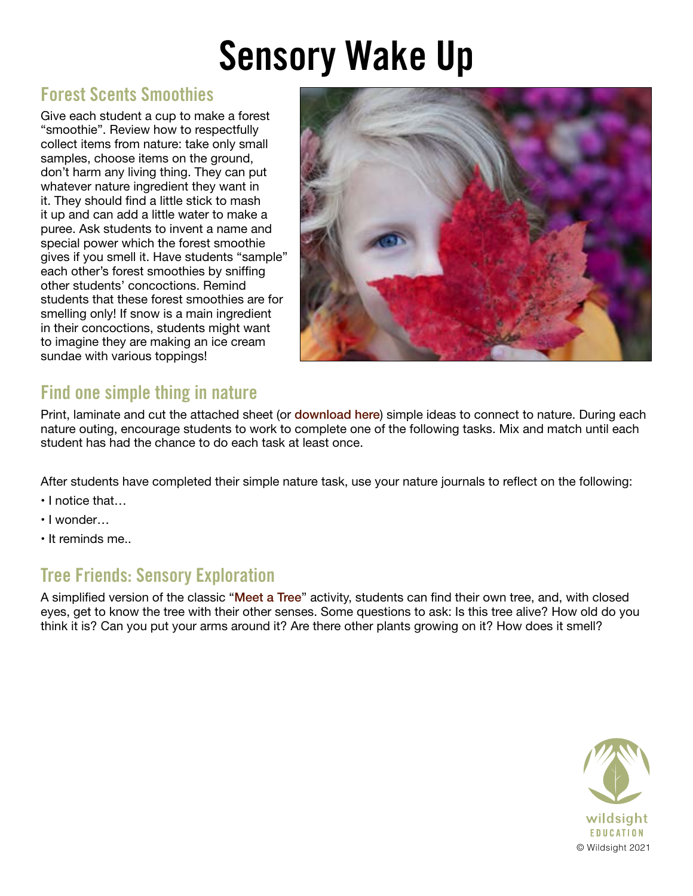# Sensory Wake Up

## Forest Scents Smoothies

Give each student a cup to make a forest "smoothie". Review how to respectfully collect items from nature: take only small samples, choose items on the ground, don't harm any living thing. They can put whatever nature ingredient they want in it. They should find a little stick to mash it up and can add a little water to make a puree. Ask students to invent a name and special power which the forest smoothie gives if you smell it. Have students "sample" each other's forest smoothies by sniffing other students' concoctions. Remind students that these forest smoothies are for smelling only! If snow is a main ingredient in their concoctions, students might want to imagine they are making an ice cream sundae with various toppings!

## Find one simple thing in nature

Print, laminate and cut the attached sheet (or download here) simple ideas to connect to nature. During each nature outing, encourage students to work to complete one of the following tasks. Mix and match until each student has had the chance to do each task at least once.

After students have completed their simple nature task, use your nature journals to reflect on the following:

- I notice that…
- I wonder…
- It reminds me..

## Tree Friends: Sensory Exploration

A simplified version of the classic "Meet a Tree" activity, students can find their own tree, and, with closed eyes, get to know the tree with their other senses. Some questions to ask: Is this tree alive? How old do you think it is? Can you put your arms around it? Are there other plants growing on it? How does it smell?

wildsight EDUCATION

© Wildsight 2021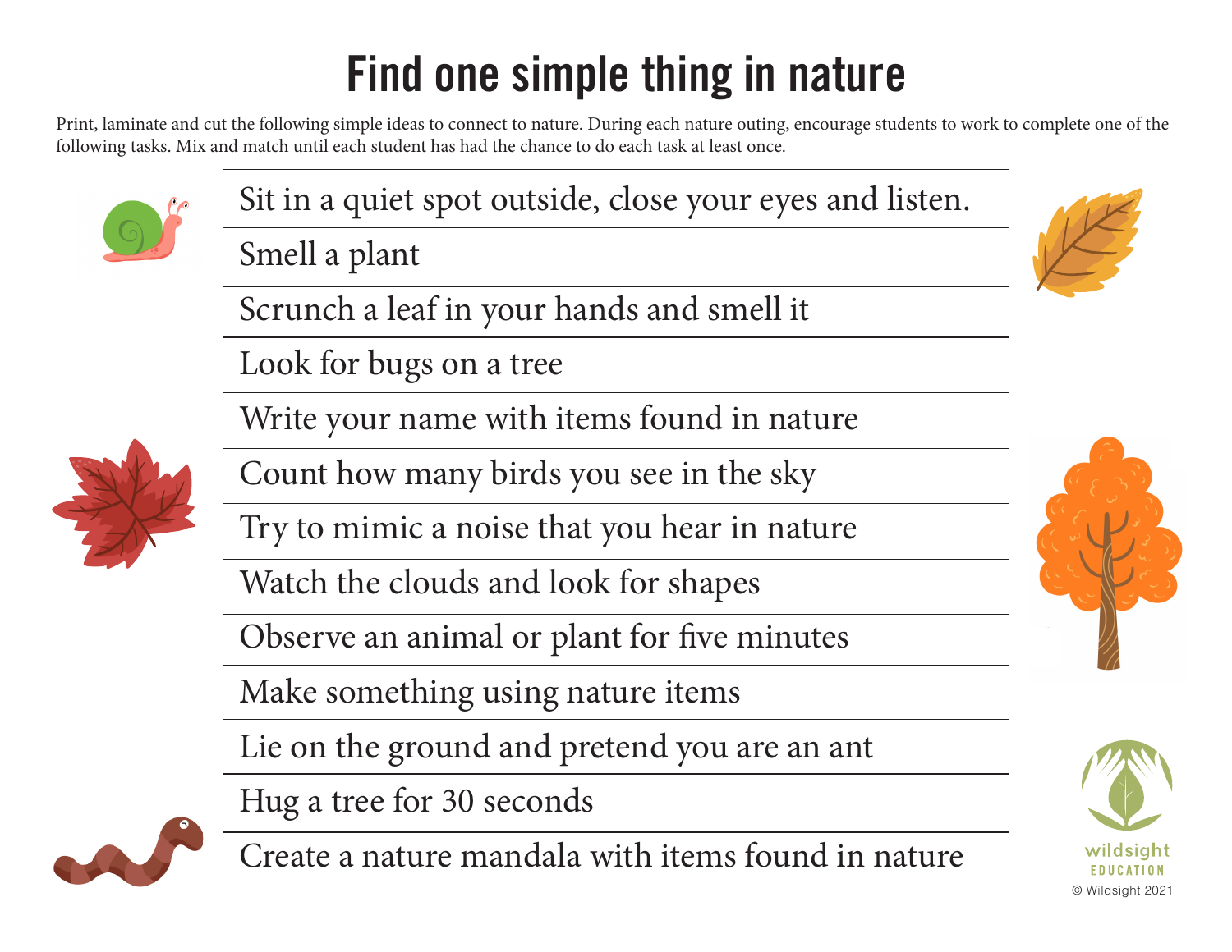# Find one simple thing in nature

Print, laminate and cut the following simple ideas to connect to nature. During each nature outing, encourage students to work to complete one of the following tasks. Mix and match until each student has had the chance to do each task at least once.

| |
|---|
| Sit in a quiet spot outside, close your eyes and listen. |
| Smell a plant |
| Scrunch a leaf in your hands and smell it |
| Look for bugs on a tree |
| Write your name with items found in nature |
| Count how many birds you see in the sky |
| Try to mimic a noise that you hear in nature |
| Watch the clouds and look for shapes |
| Observe an animal or plant for five minutes |
| Make something using nature items |
| Lie on the ground and pretend you are an ant |
| Hug a tree for 30 seconds |
| Create a nature mandala with items found in nature |

wildsight EDUCATION

© Wildsight 2021